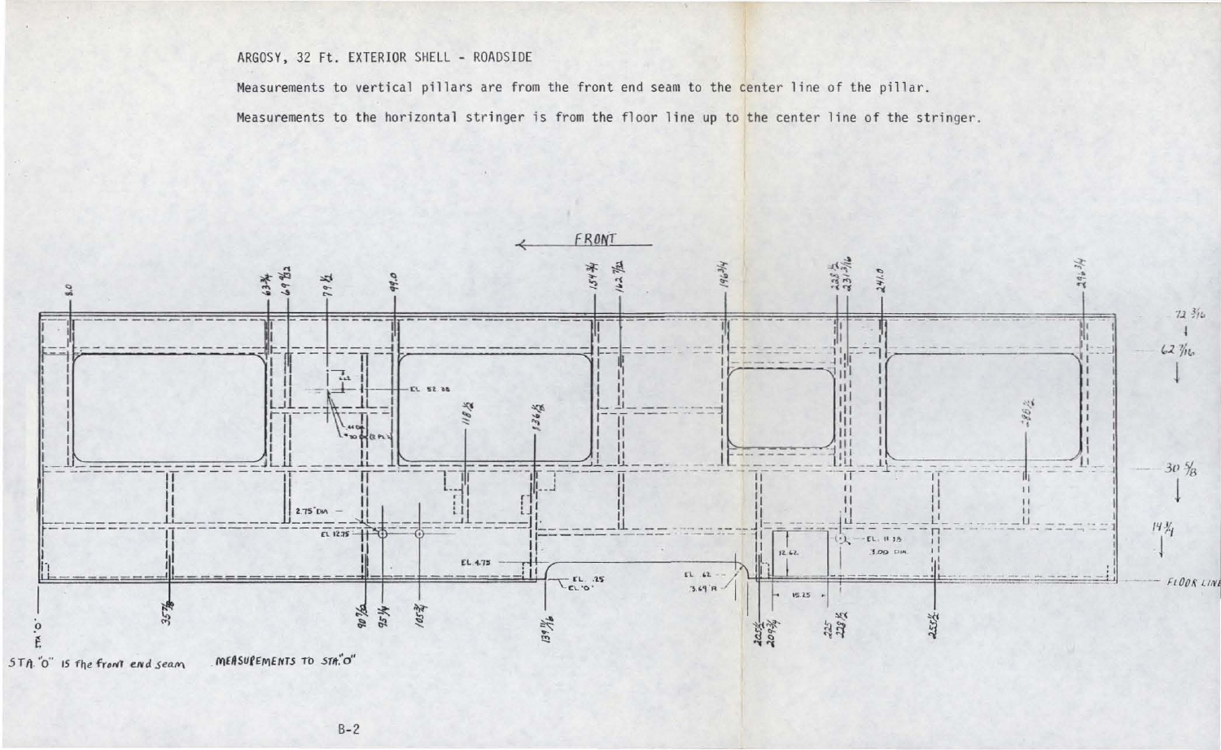ARGOSY, 32 Ft. EXTERIOR SHELL - ROADSIDE

Measurements to vertical pillars are from the front end seam to the center line of the pillar.

Measurements to the horizontal stringer is from the floor line up to the center line of the stringer.

FRONT

8.0 | 63 3/4 | 69 9/32 | 79 1/2 | 99.0 | 154 3/4 | 162 7/32 | 196 3/4 | 228 1/2 | 231 3/16 | 241.0 | 296 3/4

EL 52.38 | 118 1/2 | 136 1/2 | 280 1/2

72 3/16 | 62 7/16 | 30 5/8 | 14 3/4 | FLOOR LINE

2.75" DIA | EL 12.75 | EL 4.75 | EL .25 | EL "O" | EL .62 | 3.69 R | 12.62 | 15.25 | EL 11.38 | 3.00 DIA

STA "O" | 35 7/8 | 90 7/32 | 95 1/4 | 105 3/4 | 139 3/16 | 205 1/2 | 209 3/4 | 225 | 228 1/2 | 255 1/2

STA "O" is the front end seam

MEASUREMENTS TO STA "O"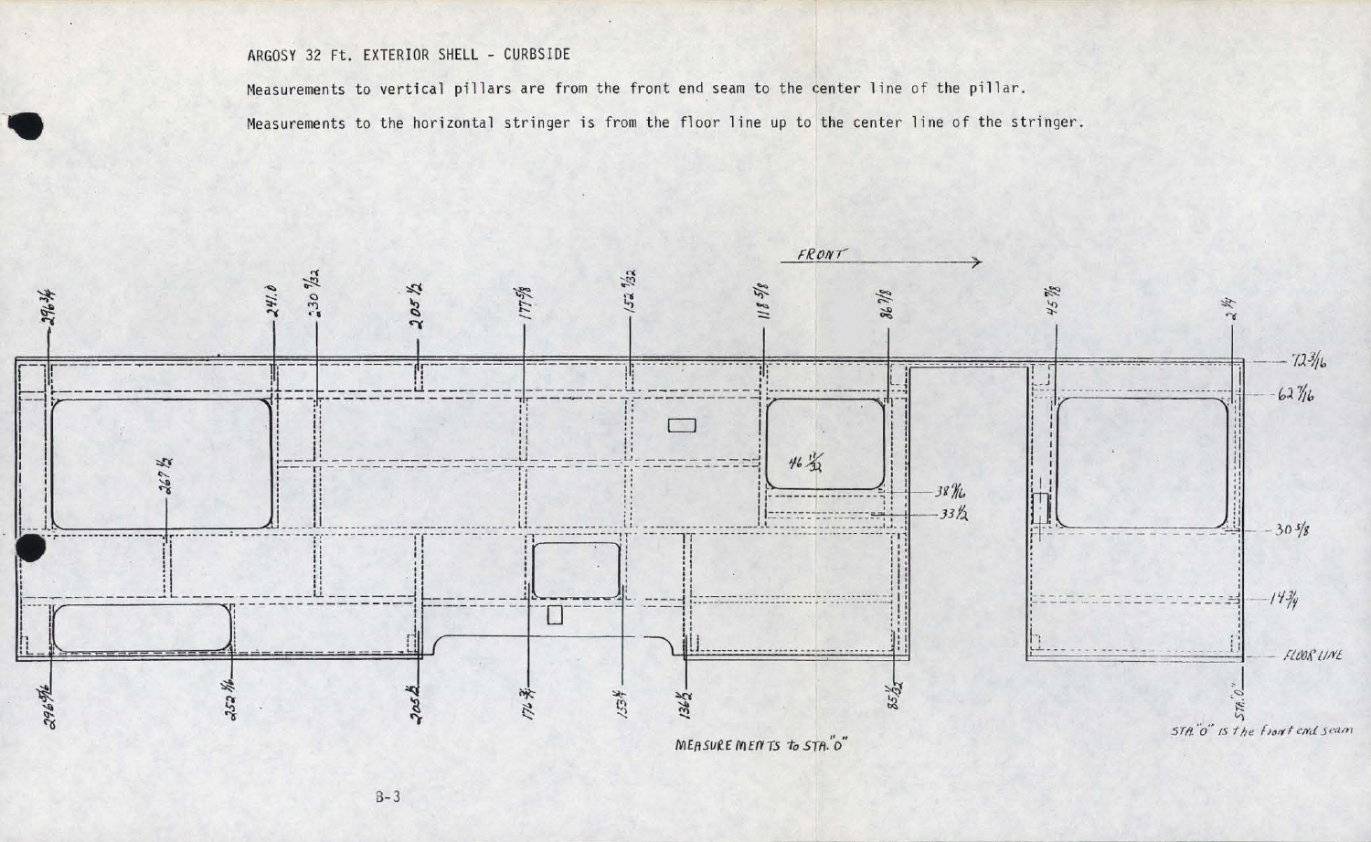ARGOSY 32 Ft. EXTERIOR SHELL - CURBSIDE

Measurements to vertical pillars are from the front end seam to the center line of the pillar.

Measurements to the horizontal stringer is from the floor line up to the center line of the stringer.

FRONT →

Top (pillar measurements): 296 3/4, 241.0, 230 9/32, 205 1/2, 177 5/8, 152 9/32, 118 5/8, 86 7/8, 45 7/8, 2 1/4

Right side (stringer measurements): 72 3/16, 62 7/16, 30 5/8, 14 3/4, FLOOR LINE

Interior: 267 1/2, 46 11/32, 38 9/16, 33 1/2

Bottom (pillar measurements): 296 9/16, 252 1/16, 205 1/2, 176 3/4, 153 1/4, 136 1/2, 85 1/32, STA. "0"

MEASUREMENTS to STA. "0"

STA. "0" IS the Front end seam

B-3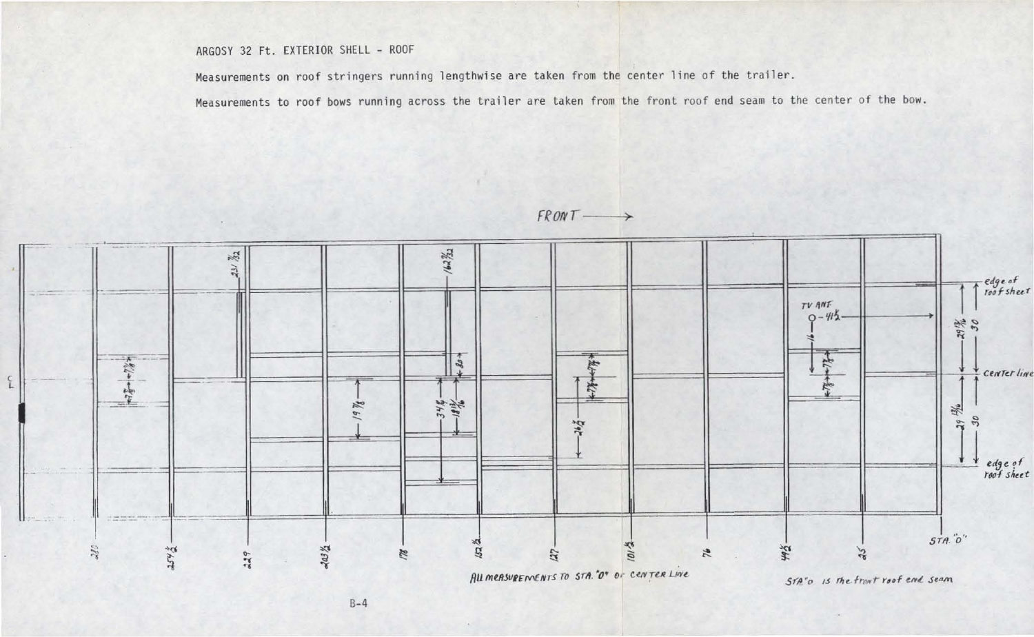ARGOSY 32 Ft. EXTERIOR SHELL - ROOF

Measurements on roof stringers running lengthwise are taken from the center line of the trailer.

Measurements to roof bows running across the trailer are taken from the front roof end seam to the center of the bow.

FRONT →

edge of roof sheet

TV ANT
O - 41½

16

29 13/16 30

Center line

29 13/16 30

edge of roof sheet

7⅞ 7⅞

231 7/32

19⅞

162 9/32

80

34¾

18 13/16

7⅞ 7⅞

26½

7⅞ 7⅞

STA. "0"

280 254½ 229 203½ 178 152½ 127 101½ 76 49½ 25

All measurements to STA. "0" or center line

STA "0" is the front roof end seam

B-4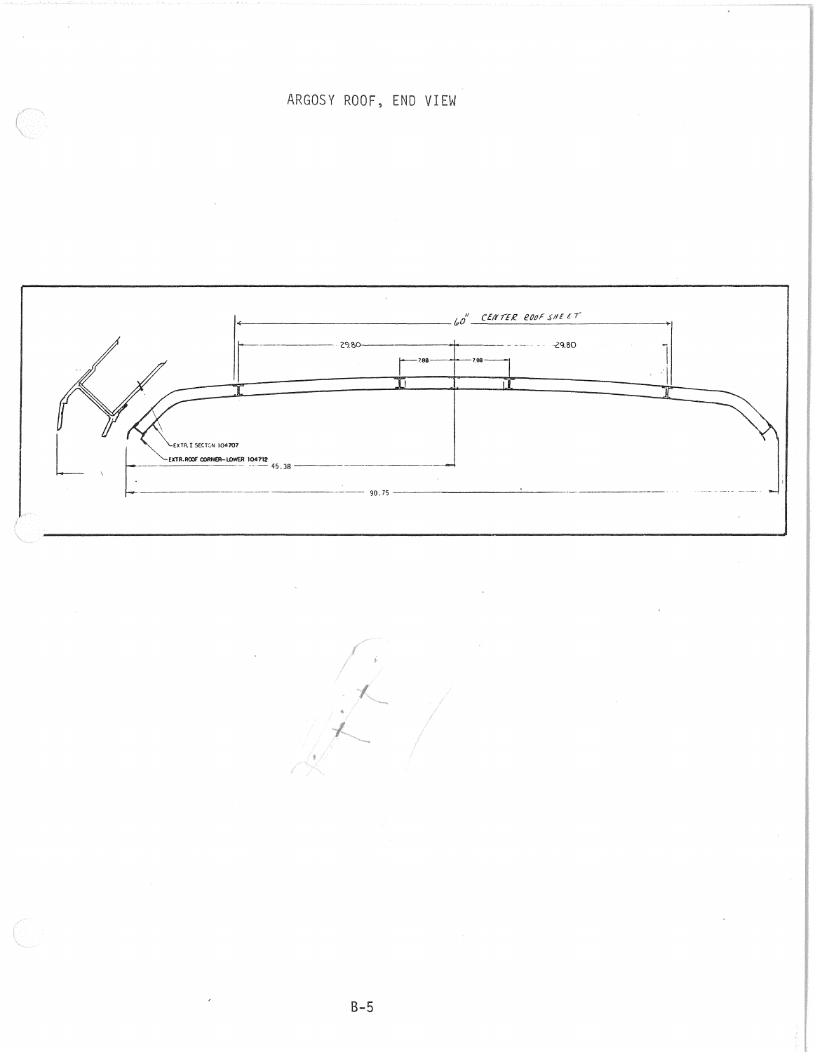# ARGOSY ROOF, END VIEW

60" CENTER ROOF SHEET

29.80

29.80

7.88

7.88

EXTR. I SECTON 104707

EXTR. ROOF CORNER—LOWER 104712

45.38

90.75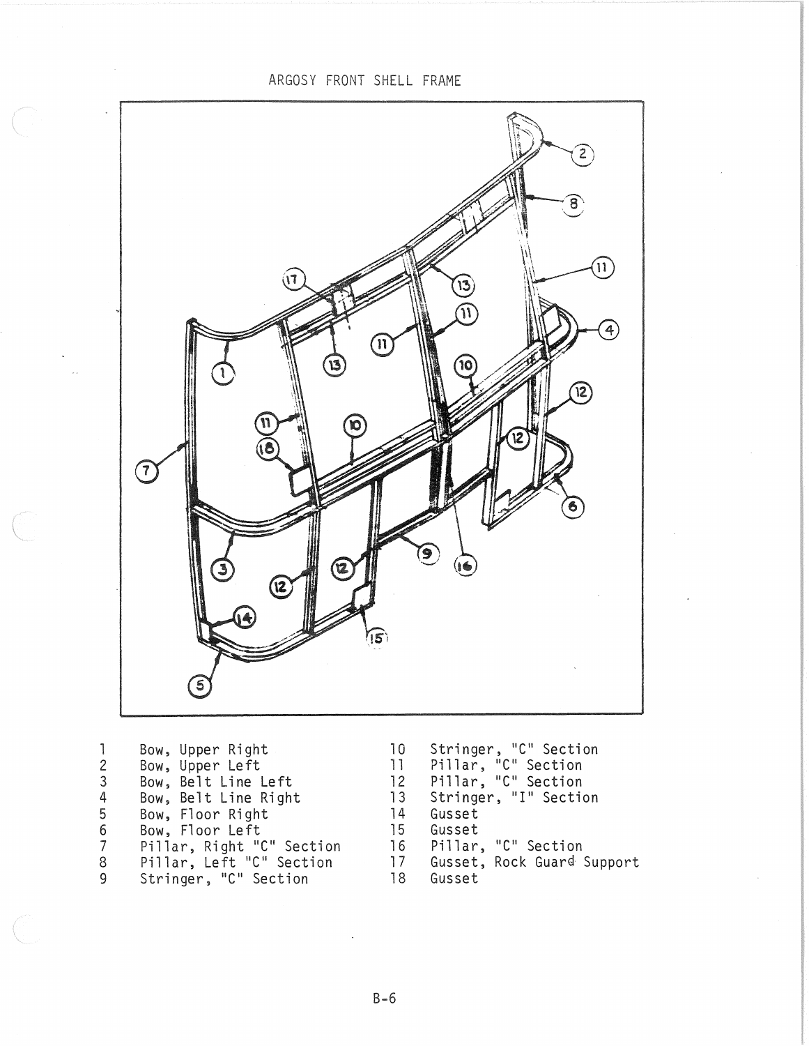# ARGOSY FRONT SHELL FRAME

| | | | |
|---|---|---|---|
| 1 | Bow, Upper Right | 10 | Stringer, "C" Section |
| 2 | Bow, Upper Left | 11 | Pillar, "C" Section |
| 3 | Bow, Belt Line Left | 12 | Pillar, "C" Section |
| 4 | Bow, Belt Line Right | 13 | Stringer, "I" Section |
| 5 | Bow, Floor Right | 14 | Gusset |
| 6 | Bow, Floor Left | 15 | Gusset |
| 7 | Pillar, Right "C" Section | 16 | Pillar, "C" Section |
| 8 | Pillar, Left "C" Section | 17 | Gusset, Rock Guard Support |
| 9 | Stringer, "C" Section | 18 | Gusset |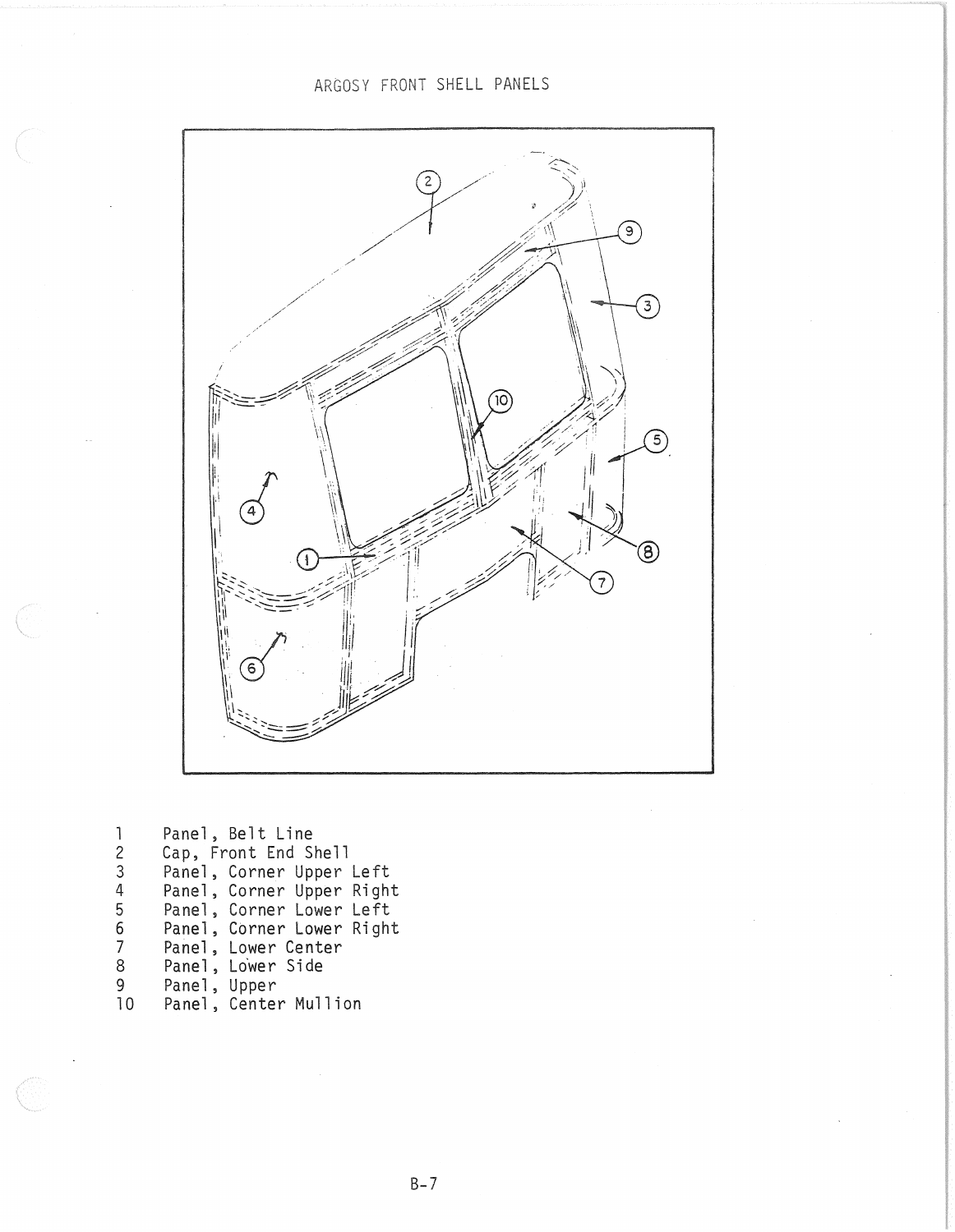# ARGOSY FRONT SHELL PANELS

1. Panel, Belt Line
2. Cap, Front End Shell
3. Panel, Corner Upper Left
4. Panel, Corner Upper Right
5. Panel, Corner Lower Left
6. Panel, Corner Lower Right
7. Panel, Lower Center
8. Panel, Lower Side
9. Panel, Upper
10. Panel, Center Mullion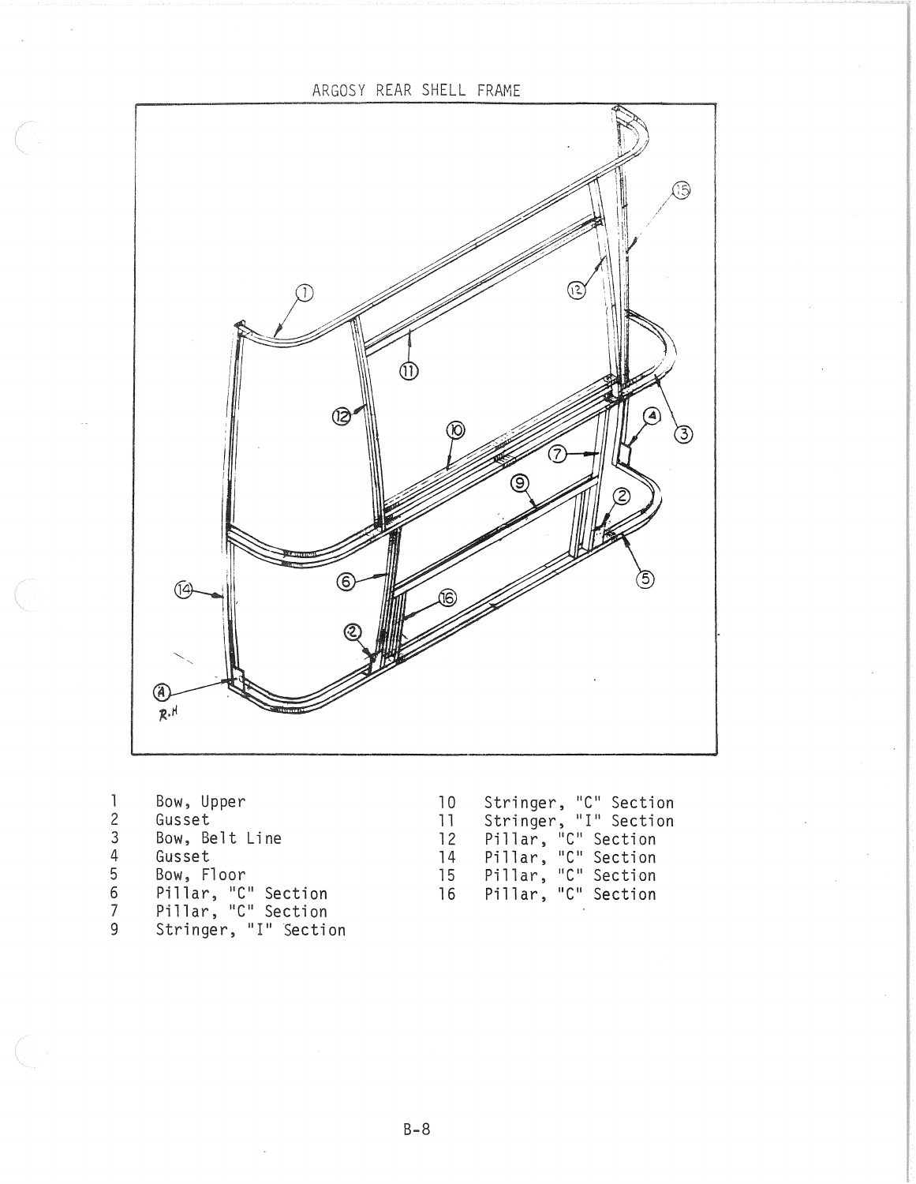ARGOSY REAR SHELL FRAME

1 Bow, Upper
2 Gusset
3 Bow, Belt Line
4 Gusset
5 Bow, Floor
6 Pillar, "C" Section
7 Pillar, "C" Section
9 Stringer, "I" Section
10 Stringer, "C" Section
11 Stringer, "I" Section
12 Pillar, "C" Section
14 Pillar, "C" Section
15 Pillar, "C" Section
16 Pillar, "C" Section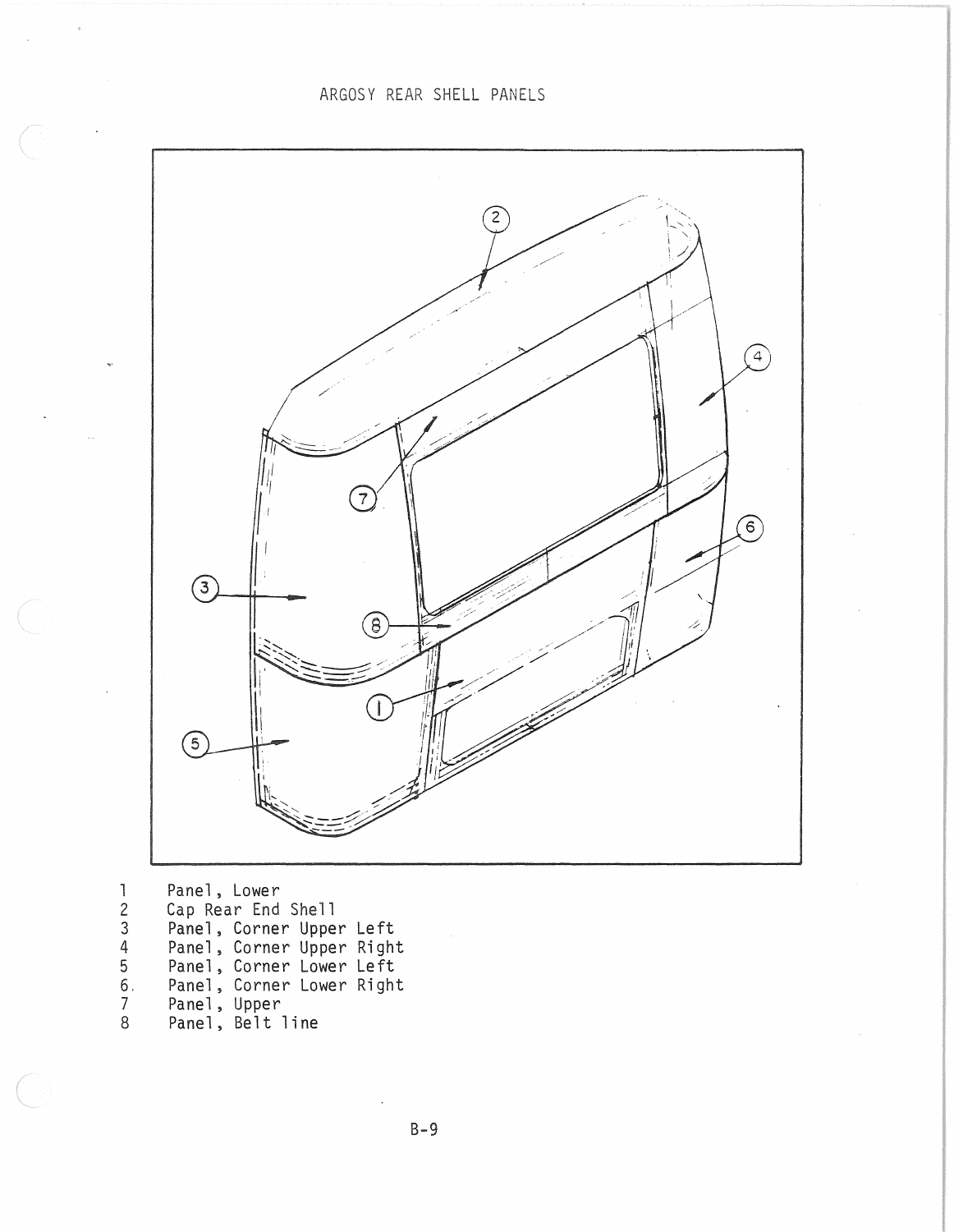# ARGOSY REAR SHELL PANELS

2

4

7

6

3

8

1

5

1 Panel, Lower
2 Cap Rear End Shell
3 Panel, Corner Upper Left
4 Panel, Corner Upper Right
5 Panel, Corner Lower Left
6. Panel, Corner Lower Right
7 Panel, Upper
8 Panel, Belt line